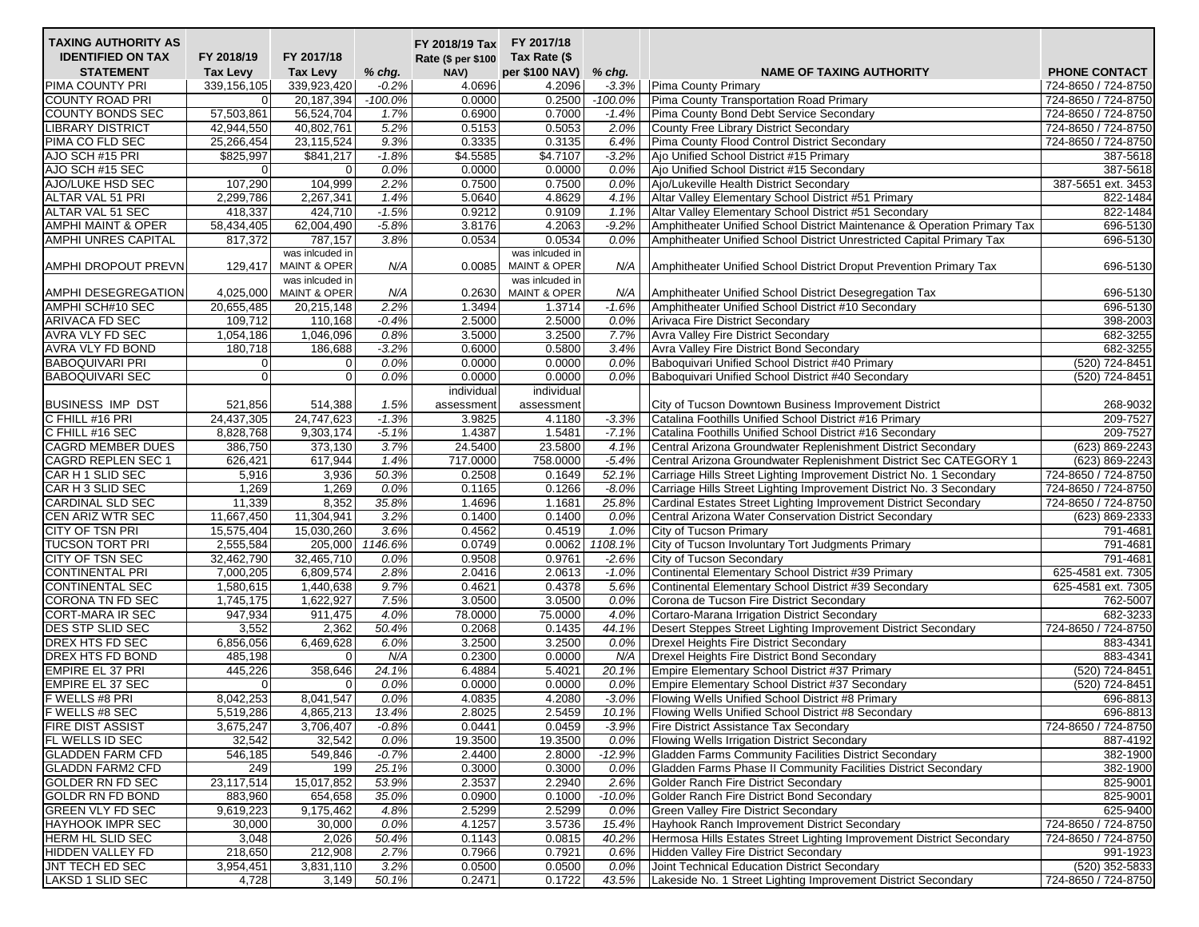| TAXING AUTHORITY AS IDENTIFIED ON TAX STATEMENT | FY 2018/19 Tax Levy | FY 2017/18 Tax Levy | % chg. | FY 2018/19 Tax Rate ($ per $100 NAV) | FY 2017/18 Tax Rate ($ per $100 NAV) | % chg. | NAME OF TAXING AUTHORITY | PHONE CONTACT |
|---|---|---|---|---|---|---|---|---|
| PIMA COUNTY PRI | 339,156,105 | 339,923,420 | -0.2% | 4.0696 | 4.2096 | -3.3% | Pima County Primary | 724-8650 / 724-8750 |
| COUNTY ROAD PRI | 0 | 20,187,394 | -100.0% | 0.0000 | 0.2500 | -100.0% | Pima County Transportation Road Primary | 724-8650 / 724-8750 |
| COUNTY BONDS SEC | 57,503,861 | 56,524,704 | 1.7% | 0.6900 | 0.7000 | -1.4% | Pima County Bond Debt Service Secondary | 724-8650 / 724-8750 |
| LIBRARY DISTRICT | 42,944,550 | 40,802,761 | 5.2% | 0.5153 | 0.5053 | 2.0% | County Free Library District Secondary | 724-8650 / 724-8750 |
| PIMA CO FLD SEC | 25,266,454 | 23,115,524 | 9.3% | 0.3335 | 0.3135 | 6.4% | Pima County Flood Control District Secondary | 724-8650 / 724-8750 |
| AJO SCH #15 PRI | $825,997 | $841,217 | -1.8% | $4.5585 | $4.7107 | -3.2% | Ajo Unified School District #15 Primary | 387-5618 |
| AJO SCH #15 SEC | 0 | 0 | 0.0% | 0.0000 | 0.0000 | 0.0% | Ajo Unified School District #15 Secondary | 387-5618 |
| AJO/LUKE HSD SEC | 107,290 | 104,999 | 2.2% | 0.7500 | 0.7500 | 0.0% | Ajo/Lukeville Health District Secondary | 387-5651 ext. 3453 |
| ALTAR VAL 51 PRI | 2,299,786 | 2,267,341 | 1.4% | 5.0640 | 4.8629 | 4.1% | Altar Valley Elementary School District #51 Primary | 822-1484 |
| ALTAR VAL 51 SEC | 418,337 | 424,710 | -1.5% | 0.9212 | 0.9109 | 1.1% | Altar Valley Elementary School District #51 Secondary | 822-1484 |
| AMPHI MAINT & OPER | 58,434,405 | 62,004,490 | -5.8% | 3.8176 | 4.2063 | -9.2% | Amphitheater Unified School District Maintenance & Operation Primary Tax | 696-5130 |
| AMPHI UNRES CAPITAL | 817,372 | 787,157 | 3.8% | 0.0534 | 0.0534 | 0.0% | Amphitheater Unified School District Unrestricted Capital Primary Tax | 696-5130 |
| AMPHI DROPOUT PREVN | 129,417 | was inlcuded in MAINT & OPER | N/A | 0.0085 | was inlcuded in MAINT & OPER | N/A | Amphitheater Unified School District Droput Prevention Primary Tax | 696-5130 |
| AMPHI DESEGREGATION | 4,025,000 | was inlcuded in MAINT & OPER | N/A | 0.2630 | was inlcuded in MAINT & OPER | N/A | Amphitheater Unified School District Desegregation Tax | 696-5130 |
| AMPHI SCH#10 SEC | 20,655,485 | 20,215,148 | 2.2% | 1.3494 | 1.3714 | -1.6% | Amphitheater Unified School District #10 Secondary | 696-5130 |
| ARIVACA FD SEC | 109,712 | 110,168 | -0.4% | 2.5000 | 2.5000 | 0.0% | Arivaca Fire District Secondary | 398-2003 |
| AVRA VLY FD SEC | 1,054,186 | 1,046,096 | 0.8% | 3.5000 | 3.2500 | 7.7% | Avra Valley Fire District Secondary | 682-3255 |
| AVRA VLY FD BOND | 180,718 | 186,688 | -3.2% | 0.6000 | 0.5800 | 3.4% | Avra Valley Fire District Bond Secondary | 682-3255 |
| BABOQUIVARI PRI | 0 | 0 | 0.0% | 0.0000 | 0.0000 | 0.0% | Baboquivari Unified School District #40 Primary | (520) 724-8451 |
| BABOQUIVARI SEC | 0 | 0 | 0.0% | 0.0000 | 0.0000 | 0.0% | Baboquivari Unified School District #40 Secondary | (520) 724-8451 |
| BUSINESS IMP DST | 521,856 | 514,388 | 1.5% | individual assessment | individual assessment | | City of Tucson Downtown Business Improvement District | 268-9032 |
| C FHILL #16 PRI | 24,437,305 | 24,747,623 | -1.3% | 3.9825 | 4.1180 | -3.3% | Catalina Foothills Unified School District #16 Primary | 209-7527 |
| C FHILL #16 SEC | 8,828,768 | 9,303,174 | -5.1% | 1.4387 | 1.5481 | -7.1% | Catalina Foothills Unified School District #16 Secondary | 209-7527 |
| CAGRD MEMBER DUES | 386,750 | 373,130 | 3.7% | 24.5400 | 23.5800 | 4.1% | Central Arizona Groundwater Replenishment District Secondary | (623) 869-2243 |
| CAGRD REPLEN SEC 1 | 626,421 | 617,944 | 1.4% | 717.0000 | 758.0000 | -5.4% | Central Arizona Groundwater Replenishment District Sec CATEGORY 1 | (623) 869-2243 |
| CAR H 1 SLID SEC | 5,916 | 3,936 | 50.3% | 0.2508 | 0.1649 | 52.1% | Carriage Hills Street Lighting Improvement District No. 1 Secondary | 724-8650 / 724-8750 |
| CAR H 3 SLID SEC | 1,269 | 1,269 | 0.0% | 0.1165 | 0.1266 | -8.0% | Carriage Hills Street Lighting Improvement District No. 3 Secondary | 724-8650 / 724-8750 |
| CARDINAL SLD SEC | 11,339 | 8,352 | 35.8% | 1.4696 | 1.1681 | 25.8% | Cardinal Estates Street Lighting Improvement District Secondary | 724-8650 / 724-8750 |
| CEN ARIZ WTR SEC | 11,667,450 | 11,304,941 | 3.2% | 0.1400 | 0.1400 | 0.0% | Central Arizona Water Conservation District Secondary | (623) 869-2333 |
| CITY OF TSN PRI | 15,575,404 | 15,030,260 | 3.6% | 0.4562 | 0.4519 | 1.0% | City of Tucson Primary | 791-4681 |
| TUCSON TORT PRI | 2,555,584 | 205,000 | 1146.6% | 0.0749 | 0.0062 | 1108.1% | City of Tucson Involuntary Tort Judgments Primary | 791-4681 |
| CITY OF TSN SEC | 32,462,790 | 32,465,710 | 0.0% | 0.9508 | 0.9761 | -2.6% | City of Tucson Secondary | 791-4681 |
| CONTINENTAL PRI | 7,000,205 | 6,809,574 | 2.8% | 2.0416 | 2.0613 | -1.0% | Continental Elementary School District #39 Primary | 625-4581 ext. 7305 |
| CONTINENTAL SEC | 1,580,615 | 1,440,638 | 9.7% | 0.4621 | 0.4378 | 5.6% | Continental Elementary School District #39 Secondary | 625-4581 ext. 7305 |
| CORONA TN FD SEC | 1,745,175 | 1,622,927 | 7.5% | 3.0500 | 3.0500 | 0.0% | Corona de Tucson Fire District Secondary | 762-5007 |
| CORT-MARA IR SEC | 947,934 | 911,475 | 4.0% | 78.0000 | 75.0000 | 4.0% | Cortaro-Marana Irrigation District Secondary | 682-3233 |
| DES STP SLID SEC | 3,552 | 2,362 | 50.4% | 0.2068 | 0.1435 | 44.1% | Desert Steppes Street Lighting Improvement District Secondary | 724-8650 / 724-8750 |
| DREX HTS FD SEC | 6,856,056 | 6,469,628 | 6.0% | 3.2500 | 3.2500 | 0.0% | Drexel Heights Fire District Secondary | 883-4341 |
| DREX HTS FD BOND | 485,198 | 0 | N/A | 0.2300 | 0.0000 | N/A | Drexel Heights Fire District Bond Secondary | 883-4341 |
| EMPIRE EL 37 PRI | 445,226 | 358,646 | 24.1% | 6.4884 | 5.4021 | 20.1% | Empire Elementary School District #37 Primary | (520) 724-8451 |
| EMPIRE EL 37 SEC | 0 | 0 | 0.0% | 0.0000 | 0.0000 | 0.0% | Empire Elementary School District #37 Secondary | (520) 724-8451 |
| F WELLS #8 PRI | 8,042,253 | 8,041,547 | 0.0% | 4.0835 | 4.2080 | -3.0% | Flowing Wells Unified School District #8 Primary | 696-8813 |
| F WELLS #8 SEC | 5,519,286 | 4,865,213 | 13.4% | 2.8025 | 2.5459 | 10.1% | Flowing Wells Unified School District #8 Secondary | 696-8813 |
| FIRE DIST ASSIST | 3,675,247 | 3,706,407 | -0.8% | 0.0441 | 0.0459 | -3.9% | Fire District Assistance Tax Secondary | 724-8650 / 724-8750 |
| FL WELLS ID SEC | 32,542 | 32,542 | 0.0% | 19.3500 | 19.3500 | 0.0% | Flowing Wells Irrigation District Secondary | 887-4192 |
| GLADDEN FARM CFD | 546,185 | 549,846 | -0.7% | 2.4400 | 2.8000 | -12.9% | Gladden Farms Community Facilities District Secondary | 382-1900 |
| GLADDN FARM2 CFD | 249 | 199 | 25.1% | 0.3000 | 0.3000 | 0.0% | Gladden Farms Phase II Community Facilities District Secondary | 382-1900 |
| GOLDER RN FD SEC | 23,117,514 | 15,017,852 | 53.9% | 2.3537 | 2.2940 | 2.6% | Golder Ranch Fire District Secondary | 825-9001 |
| GOLDR RN FD BOND | 883,960 | 654,658 | 35.0% | 0.0900 | 0.1000 | -10.0% | Golder Ranch Fire District Bond Secondary | 825-9001 |
| GREEN VLY FD SEC | 9,619,223 | 9,175,462 | 4.8% | 2.5299 | 2.5299 | 0.0% | Green Valley Fire District Secondary | 625-9400 |
| HAYHOOK IMPR SEC | 30,000 | 30,000 | 0.0% | 4.1257 | 3.5736 | 15.4% | Hayhook Ranch Improvement District Secondary | 724-8650 / 724-8750 |
| HERM HL SLID SEC | 3,048 | 2,026 | 50.4% | 0.1143 | 0.0815 | 40.2% | Hermosa Hills Estates Street Lighting Improvement District Secondary | 724-8650 / 724-8750 |
| HIDDEN VALLEY FD | 218,650 | 212,908 | 2.7% | 0.7966 | 0.7921 | 0.6% | Hidden Valley Fire District Secondary | 991-1923 |
| JNT TECH ED SEC | 3,954,451 | 3,831,110 | 3.2% | 0.0500 | 0.0500 | 0.0% | Joint Technical Education District Secondary | (520) 352-5833 |
| LAKSD 1 SLID SEC | 4,728 | 3,149 | 50.1% | 0.2471 | 0.1722 | 43.5% | Lakeside No. 1 Street Lighting Improvement District Secondary | 724-8650 / 724-8750 |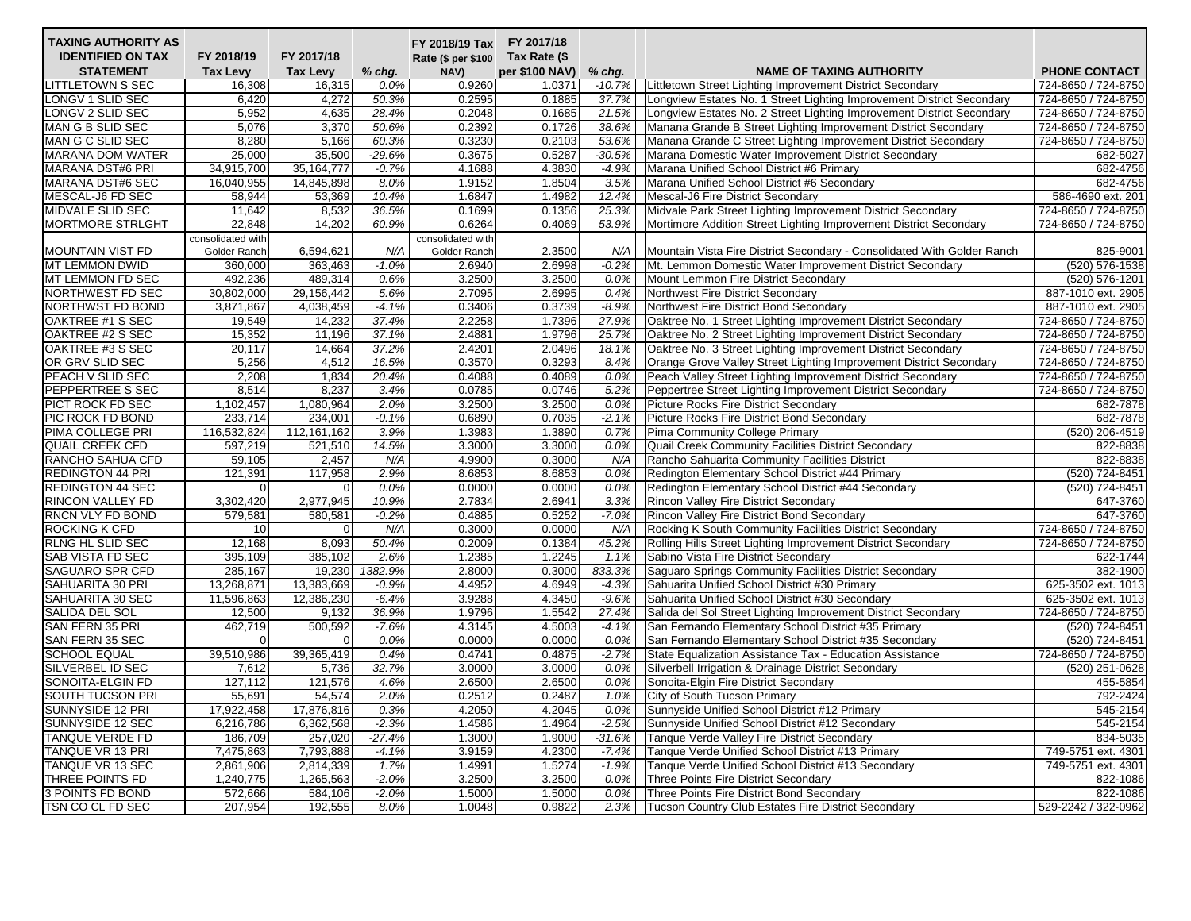| TAXING AUTHORITY AS IDENTIFIED ON TAX STATEMENT | FY 2018/19 Tax Levy | FY 2017/18 Tax Levy | % chg. | FY 2018/19 Tax Rate ($ per $100 NAV) | FY 2017/18 Tax Rate ($ per $100 NAV) | % chg. | NAME OF TAXING AUTHORITY | PHONE CONTACT |
|---|---|---|---|---|---|---|---|---|
| LITTLETOWN S SEC | 16,308 | 16,315 | 0.0% | 0.9260 | 1.0371 | -10.7% | Littletown Street Lighting Improvement District Secondary | 724-8650 / 724-8750 |
| LONGV 1 SLID SEC | 6,420 | 4,272 | 50.3% | 0.2595 | 0.1885 | 37.7% | Longview Estates No. 1 Street Lighting Improvement District Secondary | 724-8650 / 724-8750 |
| LONGV 2 SLID SEC | 5,952 | 4,635 | 28.4% | 0.2048 | 0.1685 | 21.5% | Longview Estates No. 2 Street Lighting Improvement District Secondary | 724-8650 / 724-8750 |
| MAN G B SLID SEC | 5,076 | 3,370 | 50.6% | 0.2392 | 0.1726 | 38.6% | Manana Grande B Street Lighting Improvement District Secondary | 724-8650 / 724-8750 |
| MAN G C SLID SEC | 8,280 | 5,166 | 60.3% | 0.3230 | 0.2103 | 53.6% | Manana Grande C Street Lighting Improvement District Secondary | 724-8650 / 724-8750 |
| MARANA DOM WATER | 25,000 | 35,500 | -29.6% | 0.3675 | 0.5287 | -30.5% | Marana Domestic Water Improvement District Secondary | 682-5027 |
| MARANA DST#6 PRI | 34,915,700 | 35,164,777 | -0.7% | 4.1688 | 4.3830 | -4.9% | Marana Unified School District #6 Primary | 682-4756 |
| MARANA DST#6 SEC | 16,040,955 | 14,845,898 | 8.0% | 1.9152 | 1.8504 | 3.5% | Marana Unified School District #6 Secondary | 682-4756 |
| MESCAL-J6 FD SEC | 58,944 | 53,369 | 10.4% | 1.6847 | 1.4982 | 12.4% | Mescal-J6 Fire District Secondary | 586-4690 ext. 201 |
| MIDVALE SLID SEC | 11,642 | 8,532 | 36.5% | 0.1699 | 0.1356 | 25.3% | Midvale Park Street Lighting Improvement District Secondary | 724-8650 / 724-8750 |
| MORTMORE STRLGHT | 22,848 | 14,202 | 60.9% | 0.6264 | 0.4069 | 53.9% | Mortimore Addition Street Lighting Improvement District Secondary | 724-8650 / 724-8750 |
| MOUNTAIN VIST FD | consolidated with Golder Ranch | 6,594,621 | N/A | consolidated with Golder Ranch | 2.3500 | N/A | Mountain Vista Fire District Secondary - Consolidated With Golder Ranch | 825-9001 |
| MT LEMMON DWID | 360,000 | 363,463 | -1.0% | 2.6940 | 2.6998 | -0.2% | Mt. Lemmon Domestic Water Improvement District Secondary | (520) 576-1538 |
| MT LEMMON FD SEC | 492,236 | 489,314 | 0.6% | 3.2500 | 3.2500 | 0.0% | Mount Lemmon Fire District Secondary | (520) 576-1201 |
| NORTHWEST FD SEC | 30,802,000 | 29,156,442 | 5.6% | 2.7095 | 2.6995 | 0.4% | Northwest Fire District Secondary | 887-1010 ext. 2905 |
| NORTHWST FD BOND | 3,871,867 | 4,038,459 | -4.1% | 0.3406 | 0.3739 | -8.9% | Northwest Fire District Bond Secondary | 887-1010 ext. 2905 |
| OAKTREE #1 S SEC | 19,549 | 14,232 | 37.4% | 2.2258 | 1.7396 | 27.9% | Oaktree No. 1 Street Lighting Improvement District Secondary | 724-8650 / 724-8750 |
| OAKTREE #2 S SEC | 15,352 | 11,196 | 37.1% | 2.4881 | 1.9796 | 25.7% | Oaktree No. 2 Street Lighting Improvement District Secondary | 724-8650 / 724-8750 |
| OAKTREE #3 S SEC | 20,117 | 14,664 | 37.2% | 2.4201 | 2.0496 | 18.1% | Oaktree No. 3 Street Lighting Improvement District Secondary | 724-8650 / 724-8750 |
| OR GRV SLID SEC | 5,256 | 4,512 | 16.5% | 0.3570 | 0.3293 | 8.4% | Orange Grove Valley Street Lighting Improvement District Secondary | 724-8650 / 724-8750 |
| PEACH V SLID SEC | 2,208 | 1,834 | 20.4% | 0.4088 | 0.4089 | 0.0% | Peach Valley Street Lighting Improvement District Secondary | 724-8650 / 724-8750 |
| PEPPERTREE S SEC | 8,514 | 8,237 | 3.4% | 0.0785 | 0.0746 | 5.2% | Peppertree Street Lighting Improvement District Secondary | 724-8650 / 724-8750 |
| PICT ROCK FD SEC | 1,102,457 | 1,080,964 | 2.0% | 3.2500 | 3.2500 | 0.0% | Picture Rocks Fire District Secondary | 682-7878 |
| PIC ROCK FD BOND | 233,714 | 234,001 | -0.1% | 0.6890 | 0.7035 | -2.1% | Picture Rocks Fire District Bond Secondary | 682-7878 |
| PIMA COLLEGE PRI | 116,532,824 | 112,161,162 | 3.9% | 1.3983 | 1.3890 | 0.7% | Pima Community College Primary | (520) 206-4519 |
| QUAIL CREEK CFD | 597,219 | 521,510 | 14.5% | 3.3000 | 3.3000 | 0.0% | Quail Creek Community Facilities District Secondary | 822-8838 |
| RANCHO SAHUA CFD | 59,105 | 2,457 | N/A | 4.9900 | 0.3000 | N/A | Rancho Sahuarita Community Facilities District | 822-8838 |
| REDINGTON 44 PRI | 121,391 | 117,958 | 2.9% | 8.6853 | 8.6853 | 0.0% | Redington Elementary School District #44 Primary | (520) 724-8451 |
| REDINGTON 44 SEC | 0 | 0 | 0.0% | 0.0000 | 0.0000 | 0.0% | Redington Elementary School District #44 Secondary | (520) 724-8451 |
| RINCON VALLEY FD | 3,302,420 | 2,977,945 | 10.9% | 2.7834 | 2.6941 | 3.3% | Rincon Valley Fire District Secondary | 647-3760 |
| RNCN VLY FD BOND | 579,581 | 580,581 | -0.2% | 0.4885 | 0.5252 | -7.0% | Rincon Valley Fire District Bond Secondary | 647-3760 |
| ROCKING K CFD | 10 | 0 | N/A | 0.3000 | 0.0000 | N/A | Rocking K South Community Facilities District Secondary | 724-8650 / 724-8750 |
| RLNG HL SLID SEC | 12,168 | 8,093 | 50.4% | 0.2009 | 0.1384 | 45.2% | Rolling Hills Street Lighting Improvement District Secondary | 724-8650 / 724-8750 |
| SAB VISTA FD SEC | 395,109 | 385,102 | 2.6% | 1.2385 | 1.2245 | 1.1% | Sabino Vista Fire District Secondary | 622-1744 |
| SAGUARO SPR CFD | 285,167 | 19,230 | 1382.9% | 2.8000 | 0.3000 | 833.3% | Saguaro Springs Community Facilities District Secondary | 382-1900 |
| SAHUARITA 30 PRI | 13,268,871 | 13,383,669 | -0.9% | 4.4952 | 4.6949 | -4.3% | Sahuarita Unified School District #30 Primary | 625-3502 ext. 1013 |
| SAHUARITA 30 SEC | 11,596,863 | 12,386,230 | -6.4% | 3.9288 | 4.3450 | -9.6% | Sahuarita Unified School District #30 Secondary | 625-3502 ext. 1013 |
| SALIDA DEL SOL | 12,500 | 9,132 | 36.9% | 1.9796 | 1.5542 | 27.4% | Salida del Sol Street Lighting Improvement District Secondary | 724-8650 / 724-8750 |
| SAN FERN 35 PRI | 462,719 | 500,592 | -7.6% | 4.3145 | 4.5003 | -4.1% | San Fernando Elementary School District #35 Primary | (520) 724-8451 |
| SAN FERN 35 SEC | 0 | 0 | 0.0% | 0.0000 | 0.0000 | 0.0% | San Fernando Elementary School District #35 Secondary | (520) 724-8451 |
| SCHOOL EQUAL | 39,510,986 | 39,365,419 | 0.4% | 0.4741 | 0.4875 | -2.7% | State Equalization Assistance Tax - Education Assistance | 724-8650 / 724-8750 |
| SILVERBEL ID SEC | 7,612 | 5,736 | 32.7% | 3.0000 | 3.0000 | 0.0% | Silverbell Irrigation & Drainage District Secondary | (520) 251-0628 |
| SONOITA-ELGIN FD | 127,112 | 121,576 | 4.6% | 2.6500 | 2.6500 | 0.0% | Sonoita-Elgin Fire District Secondary | 455-5854 |
| SOUTH TUCSON PRI | 55,691 | 54,574 | 2.0% | 0.2512 | 0.2487 | 1.0% | City of South Tucson Primary | 792-2424 |
| SUNNYSIDE 12 PRI | 17,922,458 | 17,876,816 | 0.3% | 4.2050 | 4.2045 | 0.0% | Sunnyside Unified School District #12 Primary | 545-2154 |
| SUNNYSIDE 12 SEC | 6,216,786 | 6,362,568 | -2.3% | 1.4586 | 1.4964 | -2.5% | Sunnyside Unified School District #12 Secondary | 545-2154 |
| TANQUE VERDE FD | 186,709 | 257,020 | -27.4% | 1.3000 | 1.9000 | -31.6% | Tanque Verde Valley Fire District Secondary | 834-5035 |
| TANQUE VR 13 PRI | 7,475,863 | 7,793,888 | -4.1% | 3.9159 | 4.2300 | -7.4% | Tanque Verde Unified School District #13 Primary | 749-5751 ext. 4301 |
| TANQUE VR 13 SEC | 2,861,906 | 2,814,339 | 1.7% | 1.4991 | 1.5274 | -1.9% | Tanque Verde Unified School District #13 Secondary | 749-5751 ext. 4301 |
| THREE POINTS FD | 1,240,775 | 1,265,563 | -2.0% | 3.2500 | 3.2500 | 0.0% | Three Points Fire District Secondary | 822-1086 |
| 3 POINTS FD BOND | 572,666 | 584,106 | -2.0% | 1.5000 | 1.5000 | 0.0% | Three Points Fire District Bond Secondary | 822-1086 |
| TSN CO CL FD SEC | 207,954 | 192,555 | 8.0% | 1.0048 | 0.9822 | 2.3% | Tucson Country Club Estates Fire District Secondary | 529-2242 / 322-0962 |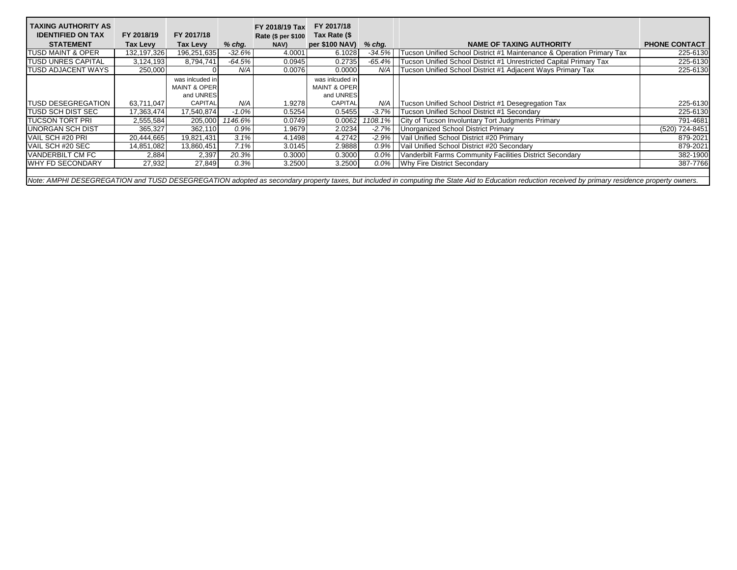| TAXING AUTHORITY AS IDENTIFIED ON TAX STATEMENT | FY 2018/19 Tax Levy | FY 2017/18 Tax Levy | % chg. | FY 2018/19 Tax Rate ($ per $100 NAV) | FY 2017/18 Tax Rate ($ per $100 NAV) | % chg. | NAME OF TAXING AUTHORITY | PHONE CONTACT |
|---|---|---|---|---|---|---|---|---|
| TUSD MAINT & OPER | 132,197,326 | 196,251,635 | *-32.6%* | 4.0001 | 6.1028 | *-34.5%* | Tucson Unified School District #1 Maintenance & Operation Primary Tax | 225-6130 |
| TUSD UNRES CAPITAL | 3,124,193 | 8,794,741 | *-64.5%* | 0.0945 | 0.2735 | *-65.4%* | Tucson Unified School District #1 Unrestricted Capital Primary Tax | 225-6130 |
| TUSD ADJACENT WAYS | 250,000 | 0 | *N/A* | 0.0076 | 0.0000 | *N/A* | Tucson Unified School District #1 Adjacent Ways Primary Tax | 225-6130 |
| TUSD DESEGREGATION | 63,711,047 | was inlcuded in MAINT & OPER and UNRES CAPITAL | *N/A* | 1.9278 | was inlcuded in MAINT & OPER and UNRES CAPITAL | *N/A* | Tucson Unified School District #1 Desegregation Tax | 225-6130 |
| TUSD SCH DIST SEC | 17,363,474 | 17,540,874 | *-1.0%* | 0.5254 | 0.5455 | *-3.7%* | Tucson Unified School District #1 Secondary | 225-6130 |
| TUCSON TORT PRI | 2,555,584 | 205,000 | *1146.6%* | 0.0749 | 0.0062 | *1108.1%* | City of Tucson Involuntary Tort Judgments Primary | 791-4681 |
| UNORGAN SCH DIST | 365,327 | 362,110 | *0.9%* | 1.9679 | 2.0234 | *-2.7%* | Unorganized School District Primary | (520) 724-8451 |
| VAIL SCH #20 PRI | 20,444,665 | 19,821,431 | *3.1%* | 4.1498 | 4.2742 | *-2.9%* | Vail Unified School District #20 Primary | 879-2021 |
| VAIL SCH #20 SEC | 14,851,082 | 13,860,451 | *7.1%* | 3.0145 | 2.9888 | *0.9%* | Vail Unified School District #20 Secondary | 879-2021 |
| VANDERBILT CM FC | 2,884 | 2,397 | *20.3%* | 0.3000 | 0.3000 | *0.0%* | Vanderbilt Farms Community Facilities District Secondary | 382-1900 |
| WHY FD SECONDARY | 27,932 | 27,849 | *0.3%* | 3.2500 | 3.2500 | *0.0%* | Why Fire District Secondary | 387-7766 |

*Note: AMPHI DESEGREGATION and TUSD DESEGREGATION adopted as secondary property taxes, but included in computing the State Aid to Education reduction received by primary residence property owners.*